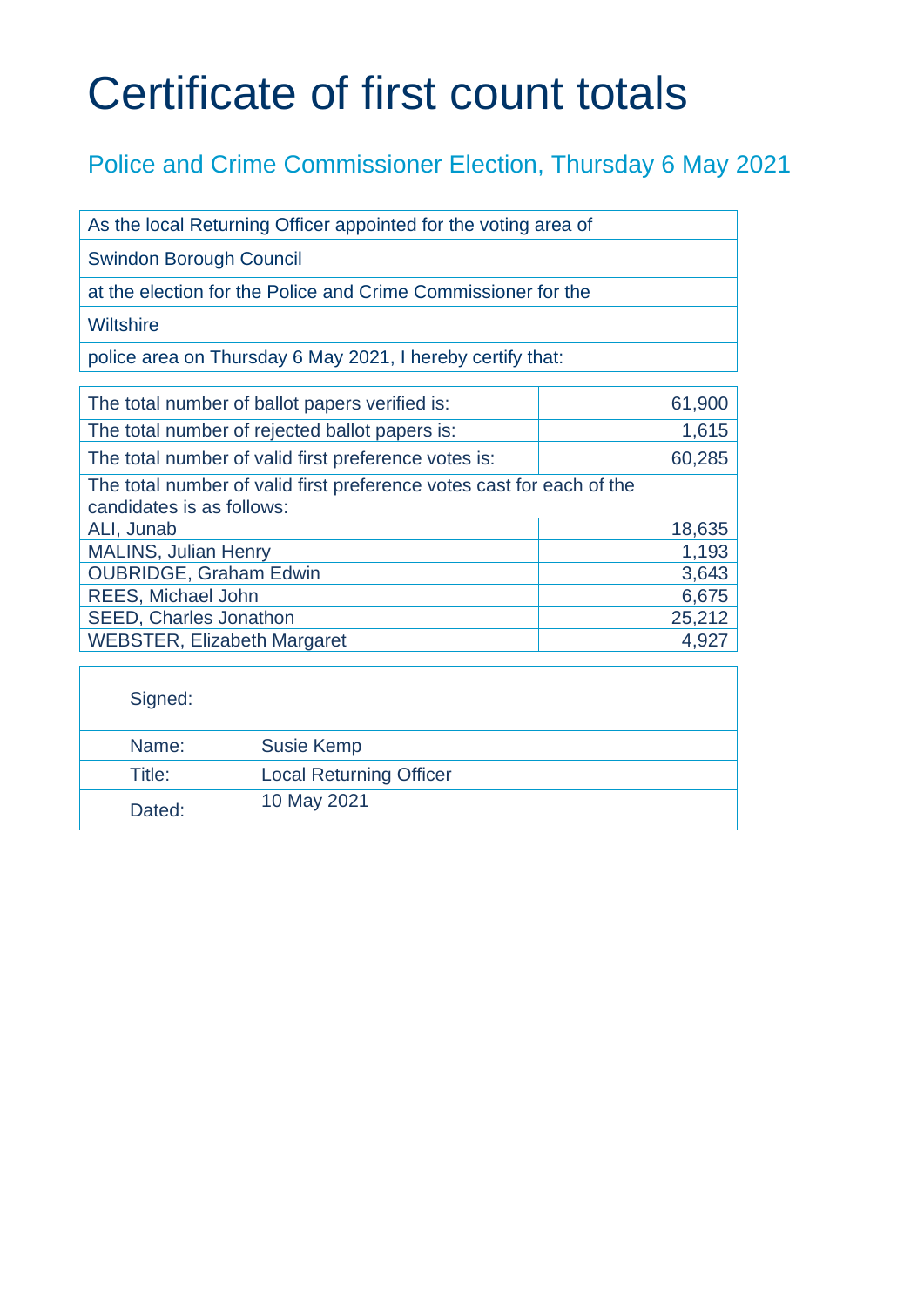# Certificate of first count totals

## Police and Crime Commissioner Election, Thursday 6 May 2021

As the local Returning Officer appointed for the voting area of

Swindon Borough Council

at the election for the Police and Crime Commissioner for the

Wiltshire

police area on Thursday 6 May 2021, I hereby certify that:

| | |
|---|---:|
| The total number of ballot papers verified is: | 61,900 |
| The total number of rejected ballot papers is: | 1,615 |
| The total number of valid first preference votes is: | 60,285 |
| The total number of valid first preference votes cast for each of the candidates is as follows: | |
| ALI, Junab | 18,635 |
| MALINS, Julian Henry | 1,193 |
| OUBRIDGE, Graham Edwin | 3,643 |
| REES, Michael John | 6,675 |
| SEED, Charles Jonathon | 25,212 |
| WEBSTER, Elizabeth Margaret | 4,927 |

| | |
|---|---|
| Signed: | |
| Name: | Susie Kemp |
| Title: | Local Returning Officer |
| Dated: | 10 May 2021 |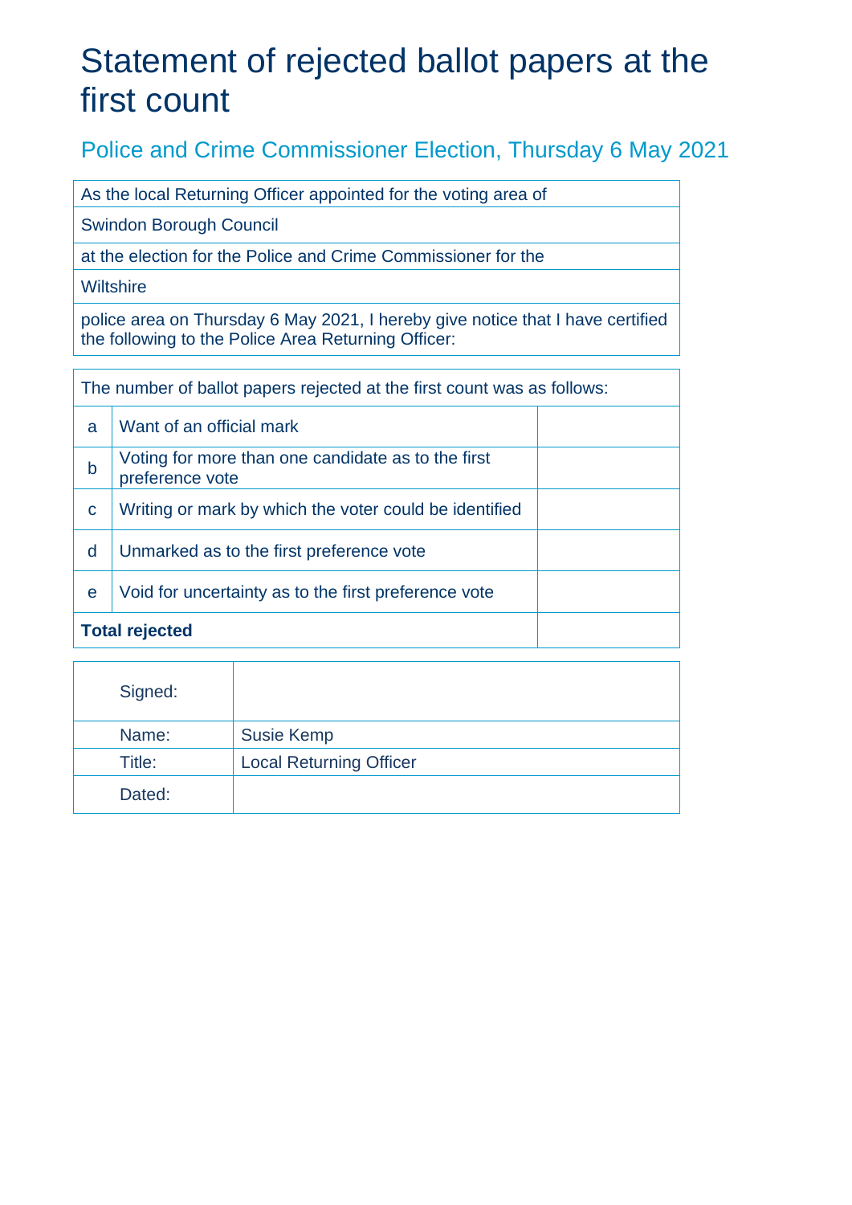# Statement of rejected ballot papers at the first count

## Police and Crime Commissioner Election, Thursday 6 May 2021

| |
|---|
| As the local Returning Officer appointed for the voting area of |
| Swindon Borough Council |
| at the election for the Police and Crime Commissioner for the |
| Wiltshire |
| police area on Thursday 6 May 2021, I hereby give notice that I have certified the following to the Police Area Returning Officer: |

| The number of ballot papers rejected at the first count was as follows: | | |
|---|---|---|
| a | Want of an official mark | |
| b | Voting for more than one candidate as to the first preference vote | |
| c | Writing or mark by which the voter could be identified | |
| d | Unmarked as to the first preference vote | |
| e | Void for uncertainty as to the first preference vote | |
| **Total rejected** | | |

| | |
|---|---|
| Signed: | |
| Name: | Susie Kemp |
| Title: | Local Returning Officer |
| Dated: | |